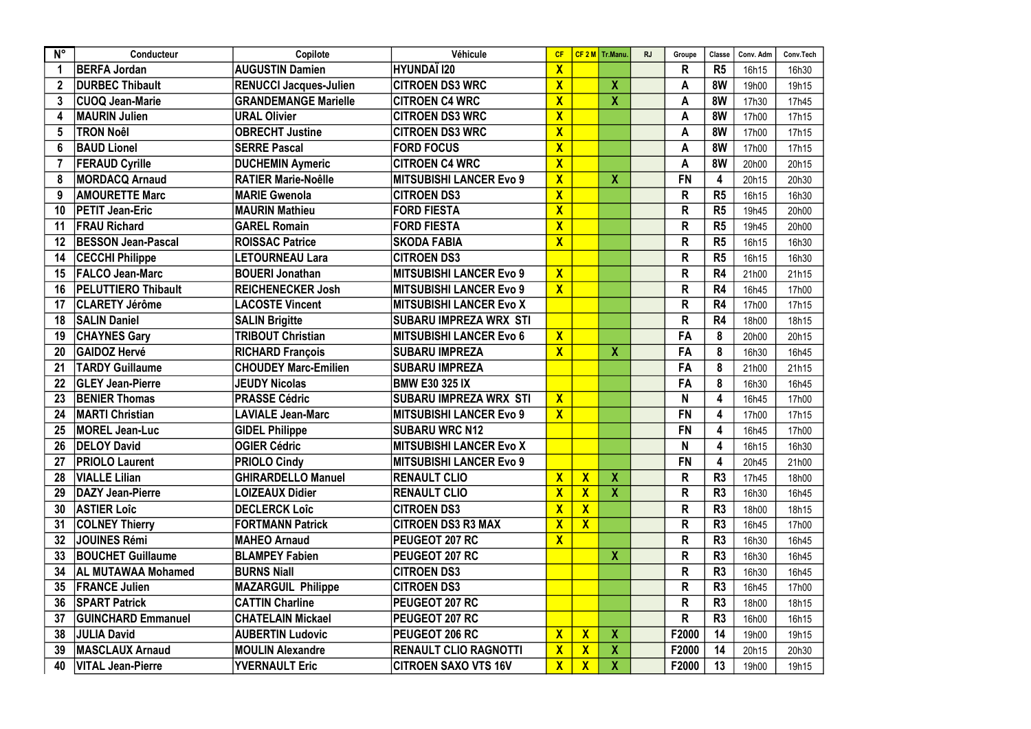| N° | Conducteur | Copilote | Véhicule | CF | CF 2 M | Tr.Manu. | RJ | Groupe | Classe | Conv. Adm | Conv.Tech |
|---|---|---|---|---|---|---|---|---|---|---|---|
| 1 | BERFA Jordan | AUGUSTIN Damien | HYUNDAÏ I20 | X | | | | R | R5 | 16h15 | 16h30 |
| 2 | DURBEC Thibault | RENUCCI Jacques-Julien | CITROEN DS3 WRC | X | | X | | A | 8W | 19h00 | 19h15 |
| 3 | CUOQ Jean-Marie | GRANDEMANGE Marielle | CITROEN C4 WRC | X | | X | | A | 8W | 17h30 | 17h45 |
| 4 | MAURIN Julien | URAL Olivier | CITROEN DS3 WRC | X | | | | A | 8W | 17h00 | 17h15 |
| 5 | TRON Noël | OBRECHT Justine | CITROEN DS3 WRC | X | | | | A | 8W | 17h00 | 17h15 |
| 6 | BAUD Lionel | SERRE Pascal | FORD FOCUS | X | | | | A | 8W | 17h00 | 17h15 |
| 7 | FERAUD Cyrille | DUCHEMIN Aymeric | CITROEN C4 WRC | X | | | | A | 8W | 20h00 | 20h15 |
| 8 | MORDACQ Arnaud | RATIER Marie-Noêlle | MITSUBISHI LANCER Evo 9 | X | | X | | FN | 4 | 20h15 | 20h30 |
| 9 | AMOURETTE Marc | MARIE Gwenola | CITROEN DS3 | X | | | | R | R5 | 16h15 | 16h30 |
| 10 | PETIT Jean-Eric | MAURIN Mathieu | FORD FIESTA | X | | | | R | R5 | 19h45 | 20h00 |
| 11 | FRAU Richard | GAREL Romain | FORD FIESTA | X | | | | R | R5 | 19h45 | 20h00 |
| 12 | BESSON Jean-Pascal | ROISSAC Patrice | SKODA FABIA | X | | | | R | R5 | 16h15 | 16h30 |
| 14 | CECCHI Philippe | LETOURNEAU Lara | CITROEN DS3 | | | | | R | R5 | 16h15 | 16h30 |
| 15 | FALCO Jean-Marc | BOUERI Jonathan | MITSUBISHI LANCER Evo 9 | X | | | | R | R4 | 21h00 | 21h15 |
| 16 | PELUTTIERO Thibault | REICHENECKER Josh | MITSUBISHI LANCER Evo 9 | X | | | | R | R4 | 16h45 | 17h00 |
| 17 | CLARETY Jérôme | LACOSTE Vincent | MITSUBISHI LANCER Evo X | | | | | R | R4 | 17h00 | 17h15 |
| 18 | SALIN Daniel | SALIN Brigitte | SUBARU IMPREZA WRX STI | | | | | R | R4 | 18h00 | 18h15 |
| 19 | CHAYNES Gary | TRIBOUT Christian | MITSUBISHI LANCER Evo 6 | X | | | | FA | 8 | 20h00 | 20h15 |
| 20 | GAIDOZ Hervé | RICHARD François | SUBARU IMPREZA | X | | X | | FA | 8 | 16h30 | 16h45 |
| 21 | TARDY Guillaume | CHOUDEY Marc-Emilien | SUBARU IMPREZA | | | | | FA | 8 | 21h00 | 21h15 |
| 22 | GLEY Jean-Pierre | JEUDY Nicolas | BMW E30 325 IX | | | | | FA | 8 | 16h30 | 16h45 |
| 23 | BENIER Thomas | PRASSE Cédric | SUBARU IMPREZA WRX STI | X | | | | N | 4 | 16h45 | 17h00 |
| 24 | MARTI Christian | LAVIALE Jean-Marc | MITSUBISHI LANCER Evo 9 | X | | | | FN | 4 | 17h00 | 17h15 |
| 25 | MOREL Jean-Luc | GIDEL Philippe | SUBARU WRC N12 | | | | | FN | 4 | 16h45 | 17h00 |
| 26 | DELOY David | OGIER Cédric | MITSUBISHI LANCER Evo X | | | | | N | 4 | 16h15 | 16h30 |
| 27 | PRIOLO Laurent | PRIOLO Cindy | MITSUBISHI LANCER Evo 9 | | | | | FN | 4 | 20h45 | 21h00 |
| 28 | VIALLE Lilian | GHIRARDELLO Manuel | RENAULT CLIO | X | X | X | | R | R3 | 17h45 | 18h00 |
| 29 | DAZY Jean-Pierre | LOIZEAUX Didier | RENAULT CLIO | X | X | X | | R | R3 | 16h30 | 16h45 |
| 30 | ASTIER Loîc | DECLERCK Loîc | CITROEN DS3 | X | X | | | R | R3 | 18h00 | 18h15 |
| 31 | COLNEY Thierry | FORTMANN Patrick | CITROEN DS3 R3 MAX | X | X | | | R | R3 | 16h45 | 17h00 |
| 32 | JOUINES Rémi | MAHEO Arnaud | PEUGEOT 207 RC | X | | | | R | R3 | 16h30 | 16h45 |
| 33 | BOUCHET Guillaume | BLAMPEY Fabien | PEUGEOT 207 RC | | | X | | R | R3 | 16h30 | 16h45 |
| 34 | AL MUTAWAA Mohamed | BURNS Niall | CITROEN DS3 | | | | | R | R3 | 16h30 | 16h45 |
| 35 | FRANCE Julien | MAZARGUIL Philippe | CITROEN DS3 | | | | | R | R3 | 16h45 | 17h00 |
| 36 | SPART Patrick | CATTIN Charline | PEUGEOT 207 RC | | | | | R | R3 | 18h00 | 18h15 |
| 37 | GUINCHARD Emmanuel | CHATELAIN Mickael | PEUGEOT 207 RC | | | | | R | R3 | 16h00 | 16h15 |
| 38 | JULIA David | AUBERTIN Ludovic | PEUGEOT 206 RC | X | X | X | | F2000 | 14 | 19h00 | 19h15 |
| 39 | MASCLAUX Arnaud | MOULIN Alexandre | RENAULT CLIO RAGNOTTI | X | X | X | | F2000 | 14 | 20h15 | 20h30 |
| 40 | VITAL Jean-Pierre | YVERNAULT Eric | CITROEN SAXO VTS 16V | X | X | X | | F2000 | 13 | 19h00 | 19h15 |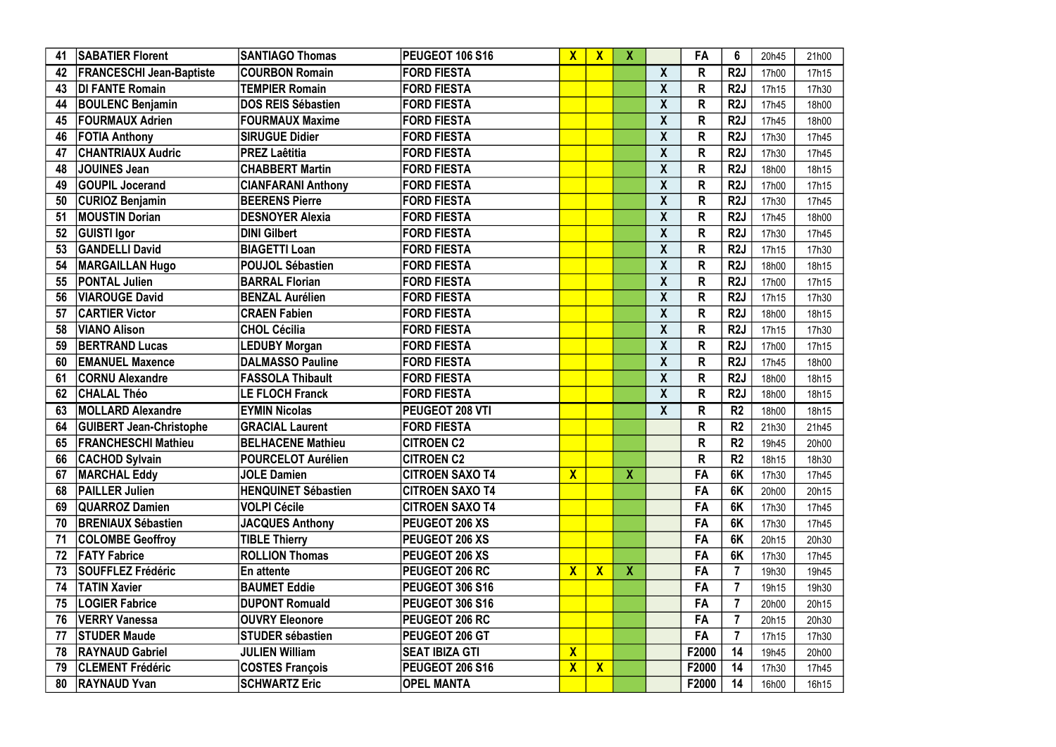| 41 | SABATIER Florent | SANTIAGO Thomas | PEUGEOT 106 S16 | X | X | X | | FA | 6 | 20h45 | 21h00 |
|---|---|---|---|---|---|---|---|---|---|---|---|
| 42 | FRANCESCHI Jean-Baptiste | COURBON Romain | FORD FIESTA | | | | X | R | R2J | 17h00 | 17h15 |
| 43 | DI FANTE Romain | TEMPIER Romain | FORD FIESTA | | | | X | R | R2J | 17h15 | 17h30 |
| 44 | BOULENC Benjamin | DOS REIS Sébastien | FORD FIESTA | | | | X | R | R2J | 17h45 | 18h00 |
| 45 | FOURMAUX Adrien | FOURMAUX Maxime | FORD FIESTA | | | | X | R | R2J | 17h45 | 18h00 |
| 46 | FOTIA Anthony | SIRUGUE Didier | FORD FIESTA | | | | X | R | R2J | 17h30 | 17h45 |
| 47 | CHANTRIAUX Audric | PREZ Laêtitia | FORD FIESTA | | | | X | R | R2J | 17h30 | 17h45 |
| 48 | JOUINES Jean | CHABBERT Martin | FORD FIESTA | | | | X | R | R2J | 18h00 | 18h15 |
| 49 | GOUPIL Jocerand | CIANFARANI Anthony | FORD FIESTA | | | | X | R | R2J | 17h00 | 17h15 |
| 50 | CURIOZ Benjamin | BEERENS Pierre | FORD FIESTA | | | | X | R | R2J | 17h30 | 17h45 |
| 51 | MOUSTIN Dorian | DESNOYER Alexia | FORD FIESTA | | | | X | R | R2J | 17h45 | 18h00 |
| 52 | GUISTI Igor | DINI Gilbert | FORD FIESTA | | | | X | R | R2J | 17h30 | 17h45 |
| 53 | GANDELLI David | BIAGETTI Loan | FORD FIESTA | | | | X | R | R2J | 17h15 | 17h30 |
| 54 | MARGAILLAN Hugo | POUJOL Sébastien | FORD FIESTA | | | | X | R | R2J | 18h00 | 18h15 |
| 55 | PONTAL Julien | BARRAL Florian | FORD FIESTA | | | | X | R | R2J | 17h00 | 17h15 |
| 56 | VIAROUGE David | BENZAL Aurélien | FORD FIESTA | | | | X | R | R2J | 17h15 | 17h30 |
| 57 | CARTIER Victor | CRAEN Fabien | FORD FIESTA | | | | X | R | R2J | 18h00 | 18h15 |
| 58 | VIANO Alison | CHOL Cécilia | FORD FIESTA | | | | X | R | R2J | 17h15 | 17h30 |
| 59 | BERTRAND Lucas | LEDUBY Morgan | FORD FIESTA | | | | X | R | R2J | 17h00 | 17h15 |
| 60 | EMANUEL Maxence | DALMASSO Pauline | FORD FIESTA | | | | X | R | R2J | 17h45 | 18h00 |
| 61 | CORNU Alexandre | FASSOLA Thibault | FORD FIESTA | | | | X | R | R2J | 18h00 | 18h15 |
| 62 | CHALAL Théo | LE FLOCH Franck | FORD FIESTA | | | | X | R | R2J | 18h00 | 18h15 |
| 63 | MOLLARD Alexandre | EYMIN Nicolas | PEUGEOT 208 VTI | | | | X | R | R2 | 18h00 | 18h15 |
| 64 | GUIBERT Jean-Christophe | GRACIAL Laurent | FORD FIESTA | | | | | R | R2 | 21h30 | 21h45 |
| 65 | FRANCHESCHI Mathieu | BELHACENE Mathieu | CITROEN C2 | | | | | R | R2 | 19h45 | 20h00 |
| 66 | CACHOD Sylvain | POURCELOT Aurélien | CITROEN C2 | | | | | R | R2 | 18h15 | 18h30 |
| 67 | MARCHAL Eddy | JOLE Damien | CITROEN SAXO T4 | X | | X | | FA | 6K | 17h30 | 17h45 |
| 68 | PAILLER Julien | HENQUINET Sébastien | CITROEN SAXO T4 | | | | | FA | 6K | 20h00 | 20h15 |
| 69 | QUARROZ Damien | VOLPI Cécile | CITROEN SAXO T4 | | | | | FA | 6K | 17h30 | 17h45 |
| 70 | BRENIAUX Sébastien | JACQUES Anthony | PEUGEOT 206 XS | | | | | FA | 6K | 17h30 | 17h45 |
| 71 | COLOMBE Geoffroy | TIBLE Thierry | PEUGEOT 206 XS | | | | | FA | 6K | 20h15 | 20h30 |
| 72 | FATY Fabrice | ROLLION Thomas | PEUGEOT 206 XS | | | | | FA | 6K | 17h30 | 17h45 |
| 73 | SOUFFLEZ Frédéric | En attente | PEUGEOT 206 RC | X | X | X | | FA | 7 | 19h30 | 19h45 |
| 74 | TATIN Xavier | BAUMET Eddie | PEUGEOT 306 S16 | | | | | FA | 7 | 19h15 | 19h30 |
| 75 | LOGIER Fabrice | DUPONT Romuald | PEUGEOT 306 S16 | | | | | FA | 7 | 20h00 | 20h15 |
| 76 | VERRY Vanessa | OUVRY Eleonore | PEUGEOT 206 RC | | | | | FA | 7 | 20h15 | 20h30 |
| 77 | STUDER Maude | STUDER sébastien | PEUGEOT 206 GT | | | | | FA | 7 | 17h15 | 17h30 |
| 78 | RAYNAUD Gabriel | JULIEN William | SEAT IBIZA GTI | X | | | | F2000 | 14 | 19h45 | 20h00 |
| 79 | CLEMENT Frédéric | COSTES François | PEUGEOT 206 S16 | X | X | | | F2000 | 14 | 17h30 | 17h45 |
| 80 | RAYNAUD Yvan | SCHWARTZ Eric | OPEL MANTA | | | | | F2000 | 14 | 16h00 | 16h15 |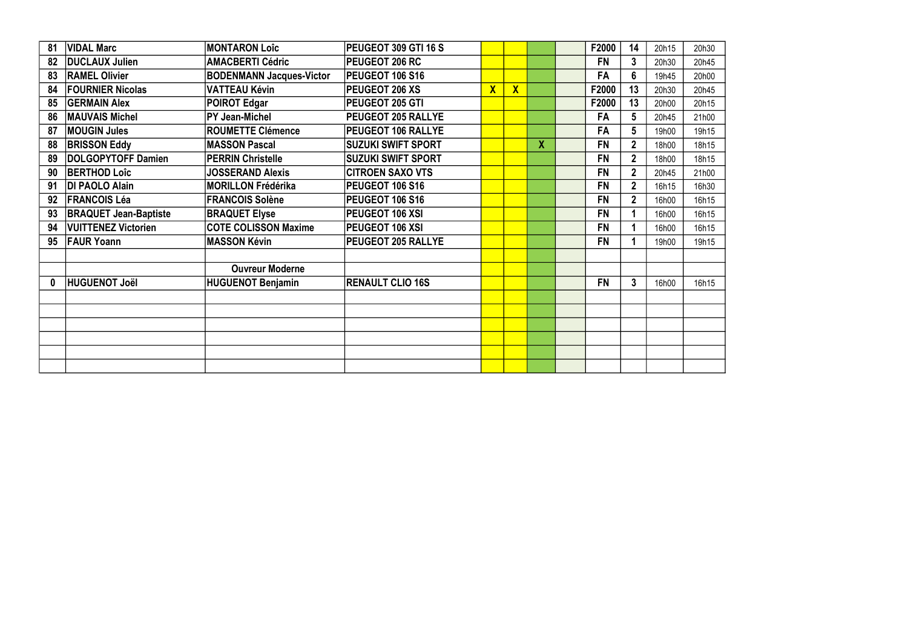| | | | | | | | | | | | |
|---|---|---|---|---|---|---|---|---|---|---|---|
| **81** | **VIDAL Marc** | **MONTARON Loîc** | **PEUGEOT 309 GTI 16 S** | | | | | **F2000** | **14** | 20h15 | 20h30 |
| **82** | **DUCLAUX Julien** | **AMACBERTI Cédric** | **PEUGEOT 206 RC** | | | | | **FN** | **3** | 20h30 | 20h45 |
| **83** | **RAMEL Olivier** | **BODENMANN Jacques-Victor** | **PEUGEOT 106 S16** | | | | | **FA** | **6** | 19h45 | 20h00 |
| **84** | **FOURNIER Nicolas** | **VATTEAU Kévin** | **PEUGEOT 206 XS** | **X** | **X** | | | **F2000** | **13** | 20h30 | 20h45 |
| **85** | **GERMAIN Alex** | **POIROT Edgar** | **PEUGEOT 205 GTI** | | | | | **F2000** | **13** | 20h00 | 20h15 |
| **86** | **MAUVAIS Michel** | **PY Jean-Michel** | **PEUGEOT 205 RALLYE** | | | | | **FA** | **5** | 20h45 | 21h00 |
| **87** | **MOUGIN Jules** | **ROUMETTE Clémence** | **PEUGEOT 106 RALLYE** | | | | | **FA** | **5** | 19h00 | 19h15 |
| **88** | **BRISSON Eddy** | **MASSON Pascal** | **SUZUKI SWIFT SPORT** | | | **X** | | **FN** | **2** | 18h00 | 18h15 |
| **89** | **DOLGOPYTOFF Damien** | **PERRIN Christelle** | **SUZUKI SWIFT SPORT** | | | | | **FN** | **2** | 18h00 | 18h15 |
| **90** | **BERTHOD Loîc** | **JOSSERAND Alexis** | **CITROEN SAXO VTS** | | | | | **FN** | **2** | 20h45 | 21h00 |
| **91** | **DI PAOLO Alain** | **MORILLON Frédérika** | **PEUGEOT 106 S16** | | | | | **FN** | **2** | 16h15 | 16h30 |
| **92** | **FRANCOIS Léa** | **FRANCOIS Solène** | **PEUGEOT 106 S16** | | | | | **FN** | **2** | 16h00 | 16h15 |
| **93** | **BRAQUET Jean-Baptiste** | **BRAQUET Elyse** | **PEUGEOT 106 XSI** | | | | | **FN** | **1** | 16h00 | 16h15 |
| **94** | **VUITTENEZ Victorien** | **COTE COLISSON Maxime** | **PEUGEOT 106 XSI** | | | | | **FN** | **1** | 16h00 | 16h15 |
| **95** | **FAUR Yoann** | **MASSON Kévin** | **PEUGEOT 205 RALLYE** | | | | | **FN** | **1** | 19h00 | 19h15 |
| | | | | | | | | | | | |
| | | **Ouvreur Moderne** | | | | | | | | | |
| **0** | **HUGUENOT Joël** | **HUGUENOT Benjamin** | **RENAULT CLIO 16S** | | | | | **FN** | **3** | 16h00 | 16h15 |